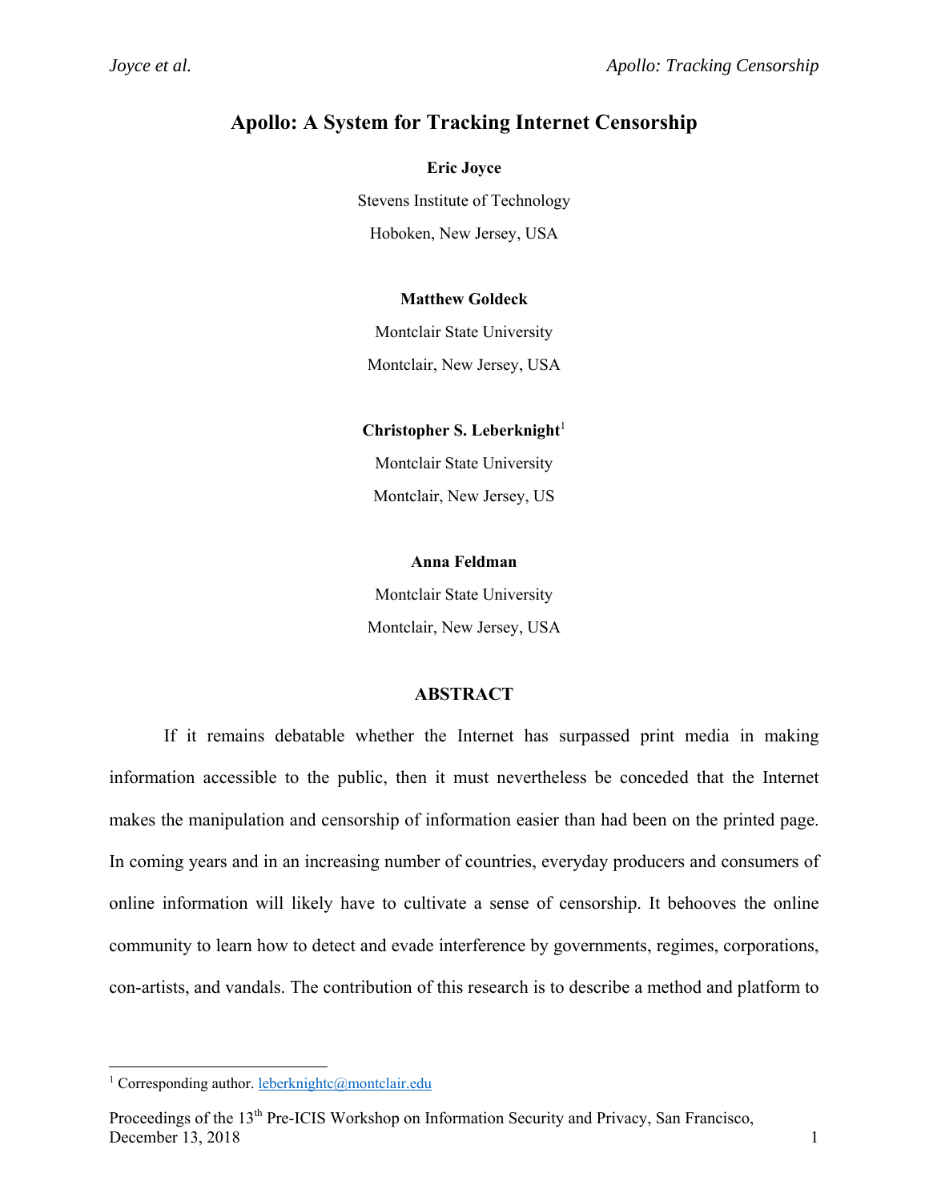# Apollo: A System for Tracking Internet Censorship

**Eric Joyce**

Stevens Institute of Technology

Hoboken, New Jersey, USA

**Matthew Goldeck**

Montclair State University

Montclair, New Jersey, USA

**Christopher S. Leberknight**[1]

Montclair State University

Montclair, New Jersey, US

**Anna Feldman**

Montclair State University

Montclair, New Jersey, USA

## ABSTRACT

If it remains debatable whether the Internet has surpassed print media in making information accessible to the public, then it must nevertheless be conceded that the Internet makes the manipulation and censorship of information easier than had been on the printed page. In coming years and in an increasing number of countries, everyday producers and consumers of online information will likely have to cultivate a sense of censorship. It behooves the online community to learn how to detect and evade interference by governments, regimes, corporations, con-artists, and vandals. The contribution of this research is to describe a method and platform to

[1] Corresponding author. leberknightc@montclair.edu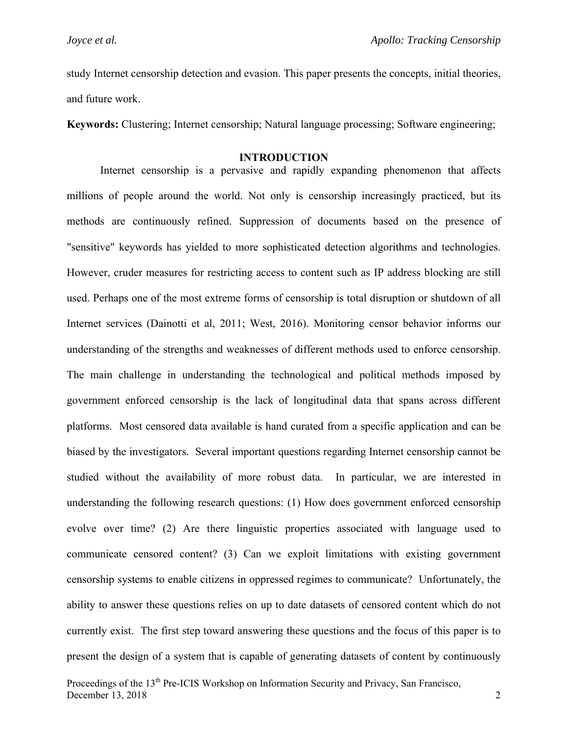study Internet censorship detection and evasion. This paper presents the concepts, initial theories, and future work.

**Keywords:** Clustering; Internet censorship; Natural language processing; Software engineering;

## INTRODUCTION

Internet censorship is a pervasive and rapidly expanding phenomenon that affects millions of people around the world. Not only is censorship increasingly practiced, but its methods are continuously refined. Suppression of documents based on the presence of "sensitive" keywords has yielded to more sophisticated detection algorithms and technologies. However, cruder measures for restricting access to content such as IP address blocking are still used. Perhaps one of the most extreme forms of censorship is total disruption or shutdown of all Internet services (Dainotti et al, 2011; West, 2016). Monitoring censor behavior informs our understanding of the strengths and weaknesses of different methods used to enforce censorship. The main challenge in understanding the technological and political methods imposed by government enforced censorship is the lack of longitudinal data that spans across different platforms. Most censored data available is hand curated from a specific application and can be biased by the investigators. Several important questions regarding Internet censorship cannot be studied without the availability of more robust data. In particular, we are interested in understanding the following research questions: (1) How does government enforced censorship evolve over time? (2) Are there linguistic properties associated with language used to communicate censored content? (3) Can we exploit limitations with existing government censorship systems to enable citizens in oppressed regimes to communicate? Unfortunately, the ability to answer these questions relies on up to date datasets of censored content which do not currently exist. The first step toward answering these questions and the focus of this paper is to present the design of a system that is capable of generating datasets of content by continuously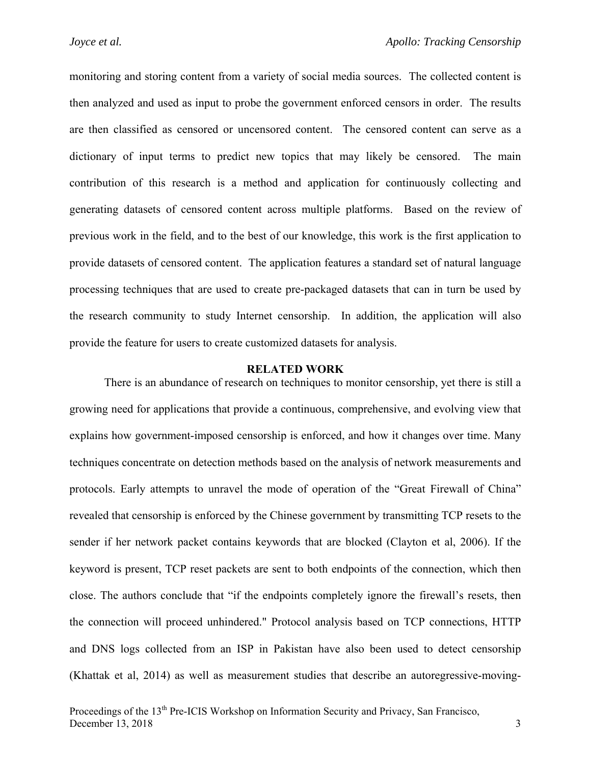monitoring and storing content from a variety of social media sources. The collected content is then analyzed and used as input to probe the government enforced censors in order. The results are then classified as censored or uncensored content. The censored content can serve as a dictionary of input terms to predict new topics that may likely be censored. The main contribution of this research is a method and application for continuously collecting and generating datasets of censored content across multiple platforms. Based on the review of previous work in the field, and to the best of our knowledge, this work is the first application to provide datasets of censored content. The application features a standard set of natural language processing techniques that are used to create pre-packaged datasets that can in turn be used by the research community to study Internet censorship. In addition, the application will also provide the feature for users to create customized datasets for analysis.

## RELATED WORK

There is an abundance of research on techniques to monitor censorship, yet there is still a growing need for applications that provide a continuous, comprehensive, and evolving view that explains how government-imposed censorship is enforced, and how it changes over time. Many techniques concentrate on detection methods based on the analysis of network measurements and protocols. Early attempts to unravel the mode of operation of the "Great Firewall of China" revealed that censorship is enforced by the Chinese government by transmitting TCP resets to the sender if her network packet contains keywords that are blocked (Clayton et al, 2006). If the keyword is present, TCP reset packets are sent to both endpoints of the connection, which then close. The authors conclude that "if the endpoints completely ignore the firewall's resets, then the connection will proceed unhindered." Protocol analysis based on TCP connections, HTTP and DNS logs collected from an ISP in Pakistan have also been used to detect censorship (Khattak et al, 2014) as well as measurement studies that describe an autoregressive-moving-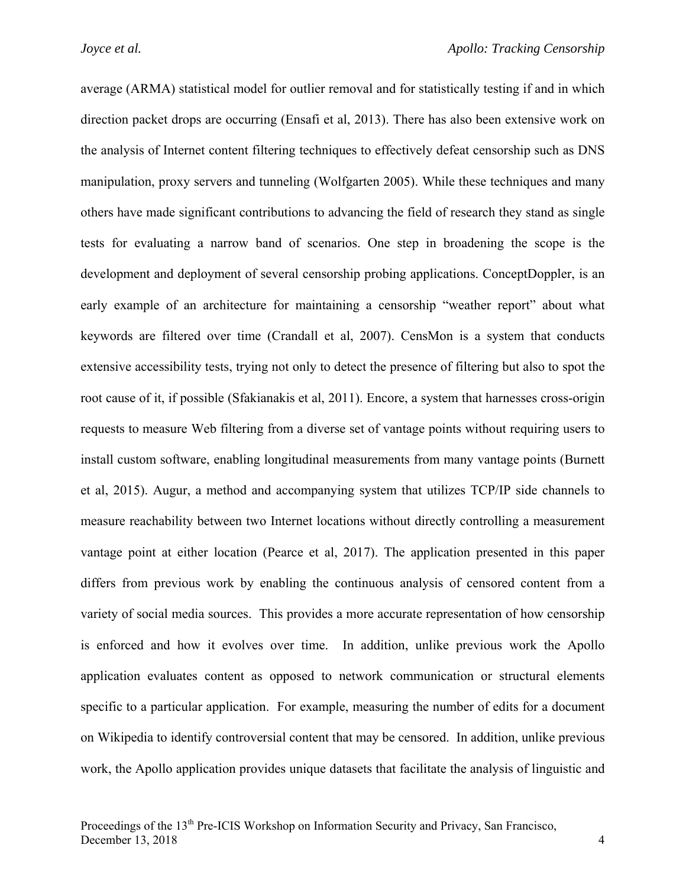average (ARMA) statistical model for outlier removal and for statistically testing if and in which direction packet drops are occurring (Ensafi et al, 2013). There has also been extensive work on the analysis of Internet content filtering techniques to effectively defeat censorship such as DNS manipulation, proxy servers and tunneling (Wolfgarten 2005). While these techniques and many others have made significant contributions to advancing the field of research they stand as single tests for evaluating a narrow band of scenarios. One step in broadening the scope is the development and deployment of several censorship probing applications. ConceptDoppler, is an early example of an architecture for maintaining a censorship "weather report" about what keywords are filtered over time (Crandall et al, 2007). CensMon is a system that conducts extensive accessibility tests, trying not only to detect the presence of filtering but also to spot the root cause of it, if possible (Sfakianakis et al, 2011). Encore, a system that harnesses cross-origin requests to measure Web filtering from a diverse set of vantage points without requiring users to install custom software, enabling longitudinal measurements from many vantage points (Burnett et al, 2015). Augur, a method and accompanying system that utilizes TCP/IP side channels to measure reachability between two Internet locations without directly controlling a measurement vantage point at either location (Pearce et al, 2017). The application presented in this paper differs from previous work by enabling the continuous analysis of censored content from a variety of social media sources. This provides a more accurate representation of how censorship is enforced and how it evolves over time. In addition, unlike previous work the Apollo application evaluates content as opposed to network communication or structural elements specific to a particular application. For example, measuring the number of edits for a document on Wikipedia to identify controversial content that may be censored. In addition, unlike previous work, the Apollo application provides unique datasets that facilitate the analysis of linguistic and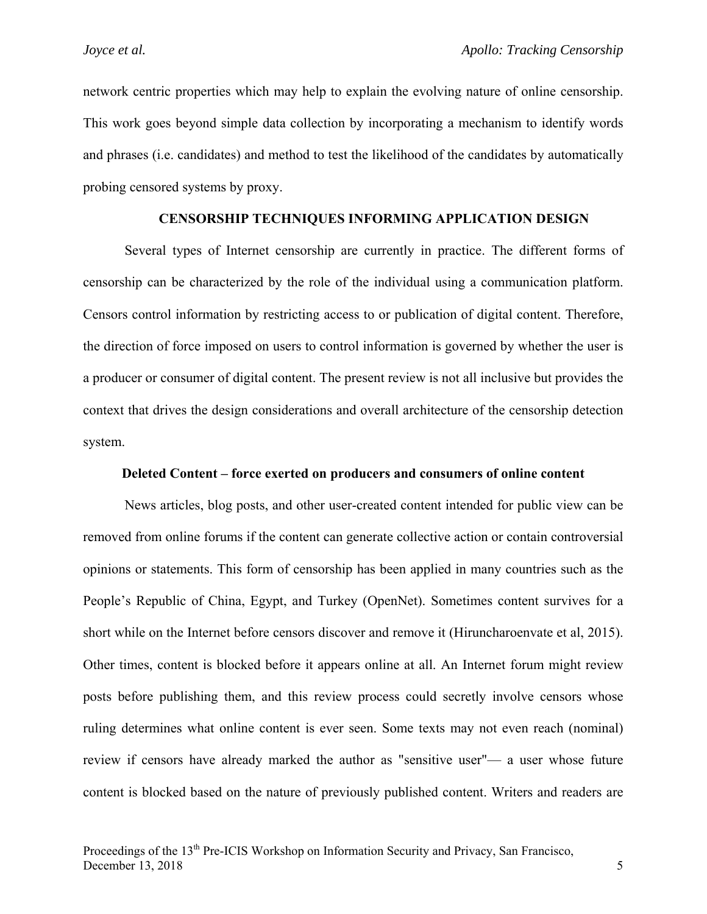network centric properties which may help to explain the evolving nature of online censorship. This work goes beyond simple data collection by incorporating a mechanism to identify words and phrases (i.e. candidates) and method to test the likelihood of the candidates by automatically probing censored systems by proxy.

## CENSORSHIP TECHNIQUES INFORMING APPLICATION DESIGN

Several types of Internet censorship are currently in practice. The different forms of censorship can be characterized by the role of the individual using a communication platform. Censors control information by restricting access to or publication of digital content. Therefore, the direction of force imposed on users to control information is governed by whether the user is a producer or consumer of digital content. The present review is not all inclusive but provides the context that drives the design considerations and overall architecture of the censorship detection system.

### Deleted Content – force exerted on producers and consumers of online content

News articles, blog posts, and other user-created content intended for public view can be removed from online forums if the content can generate collective action or contain controversial opinions or statements. This form of censorship has been applied in many countries such as the People's Republic of China, Egypt, and Turkey (OpenNet). Sometimes content survives for a short while on the Internet before censors discover and remove it (Hiruncharoenvate et al, 2015). Other times, content is blocked before it appears online at all. An Internet forum might review posts before publishing them, and this review process could secretly involve censors whose ruling determines what online content is ever seen. Some texts may not even reach (nominal) review if censors have already marked the author as "sensitive user"— a user whose future content is blocked based on the nature of previously published content. Writers and readers are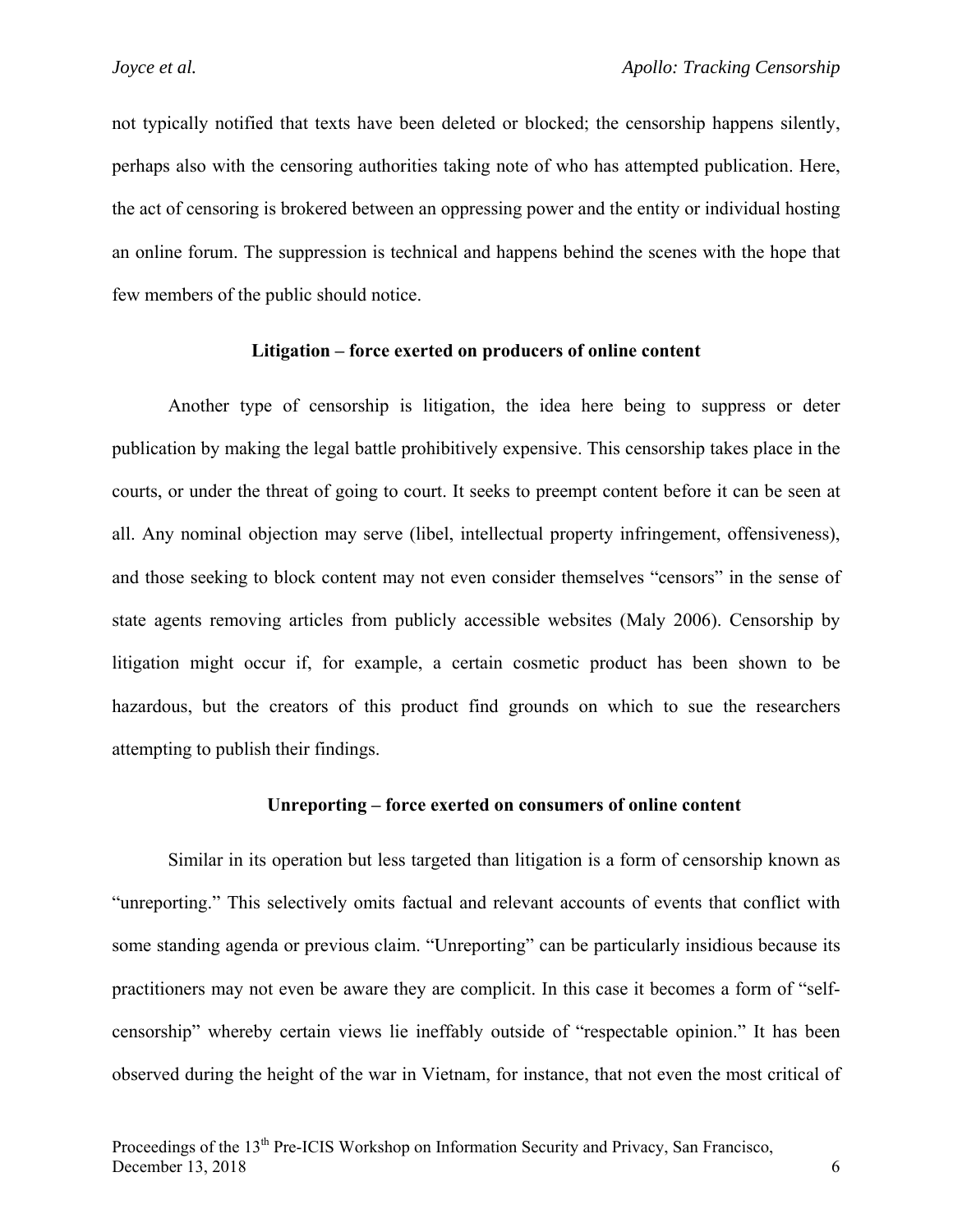not typically notified that texts have been deleted or blocked; the censorship happens silently, perhaps also with the censoring authorities taking note of who has attempted publication. Here, the act of censoring is brokered between an oppressing power and the entity or individual hosting an online forum. The suppression is technical and happens behind the scenes with the hope that few members of the public should notice.

### Litigation – force exerted on producers of online content

Another type of censorship is litigation, the idea here being to suppress or deter publication by making the legal battle prohibitively expensive. This censorship takes place in the courts, or under the threat of going to court. It seeks to preempt content before it can be seen at all. Any nominal objection may serve (libel, intellectual property infringement, offensiveness), and those seeking to block content may not even consider themselves "censors" in the sense of state agents removing articles from publicly accessible websites (Maly 2006). Censorship by litigation might occur if, for example, a certain cosmetic product has been shown to be hazardous, but the creators of this product find grounds on which to sue the researchers attempting to publish their findings.

### Unreporting – force exerted on consumers of online content

Similar in its operation but less targeted than litigation is a form of censorship known as "unreporting." This selectively omits factual and relevant accounts of events that conflict with some standing agenda or previous claim. "Unreporting" can be particularly insidious because its practitioners may not even be aware they are complicit. In this case it becomes a form of "self-censorship" whereby certain views lie ineffably outside of "respectable opinion." It has been observed during the height of the war in Vietnam, for instance, that not even the most critical of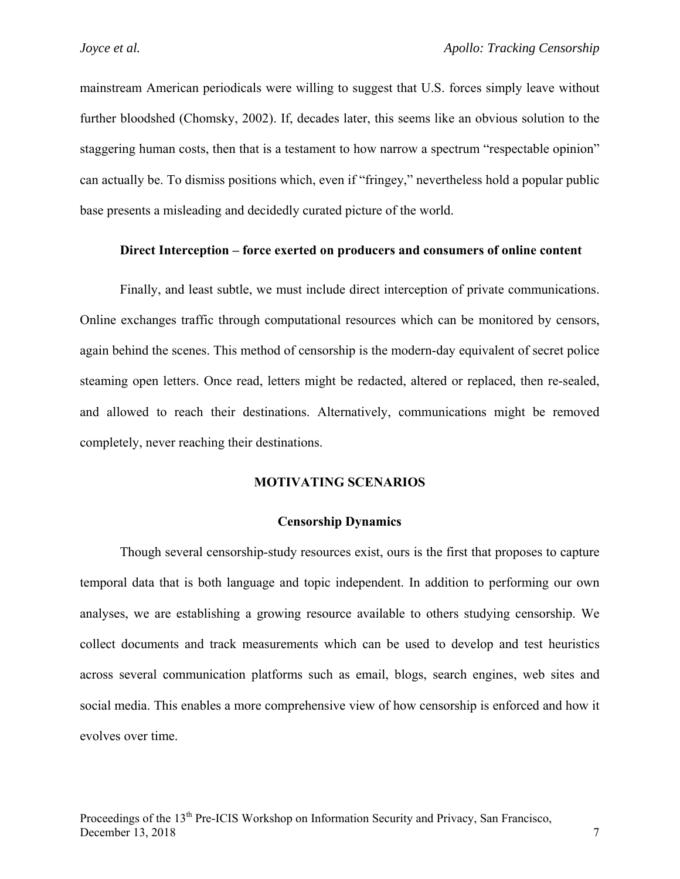mainstream American periodicals were willing to suggest that U.S. forces simply leave without further bloodshed (Chomsky, 2002). If, decades later, this seems like an obvious solution to the staggering human costs, then that is a testament to how narrow a spectrum "respectable opinion" can actually be. To dismiss positions which, even if "fringey," nevertheless hold a popular public base presents a misleading and decidedly curated picture of the world.

### Direct Interception – force exerted on producers and consumers of online content

Finally, and least subtle, we must include direct interception of private communications. Online exchanges traffic through computational resources which can be monitored by censors, again behind the scenes. This method of censorship is the modern-day equivalent of secret police steaming open letters. Once read, letters might be redacted, altered or replaced, then re-sealed, and allowed to reach their destinations. Alternatively, communications might be removed completely, never reaching their destinations.

## MOTIVATING SCENARIOS

### Censorship Dynamics

Though several censorship-study resources exist, ours is the first that proposes to capture temporal data that is both language and topic independent. In addition to performing our own analyses, we are establishing a growing resource available to others studying censorship. We collect documents and track measurements which can be used to develop and test heuristics across several communication platforms such as email, blogs, search engines, web sites and social media. This enables a more comprehensive view of how censorship is enforced and how it evolves over time.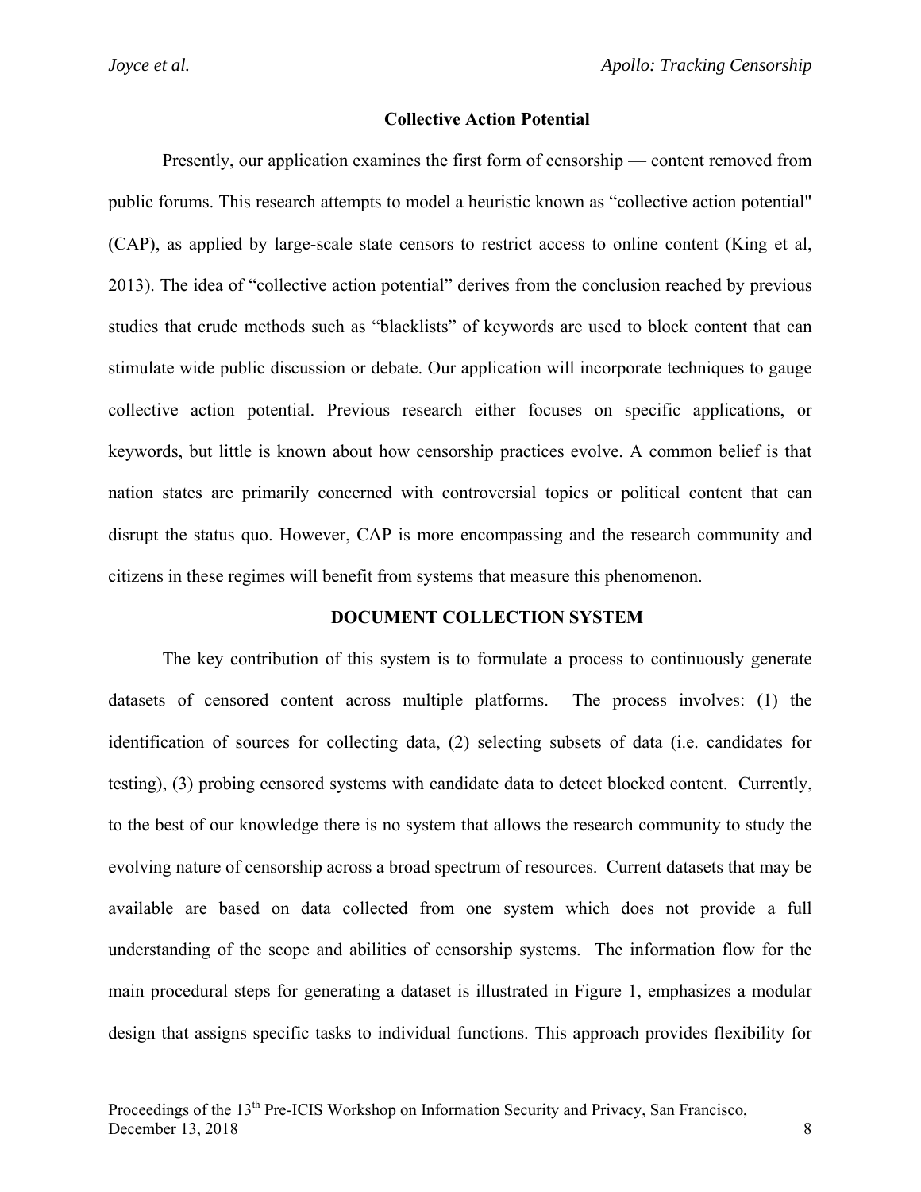### Collective Action Potential

Presently, our application examines the first form of censorship — content removed from public forums. This research attempts to model a heuristic known as “collective action potential" (CAP), as applied by large-scale state censors to restrict access to online content (King et al, 2013). The idea of “collective action potential” derives from the conclusion reached by previous studies that crude methods such as “blacklists” of keywords are used to block content that can stimulate wide public discussion or debate. Our application will incorporate techniques to gauge collective action potential. Previous research either focuses on specific applications, or keywords, but little is known about how censorship practices evolve. A common belief is that nation states are primarily concerned with controversial topics or political content that can disrupt the status quo. However, CAP is more encompassing and the research community and citizens in these regimes will benefit from systems that measure this phenomenon.

## DOCUMENT COLLECTION SYSTEM

The key contribution of this system is to formulate a process to continuously generate datasets of censored content across multiple platforms. The process involves: (1) the identification of sources for collecting data, (2) selecting subsets of data (i.e. candidates for testing), (3) probing censored systems with candidate data to detect blocked content. Currently, to the best of our knowledge there is no system that allows the research community to study the evolving nature of censorship across a broad spectrum of resources. Current datasets that may be available are based on data collected from one system which does not provide a full understanding of the scope and abilities of censorship systems. The information flow for the main procedural steps for generating a dataset is illustrated in Figure 1, emphasizes a modular design that assigns specific tasks to individual functions. This approach provides flexibility for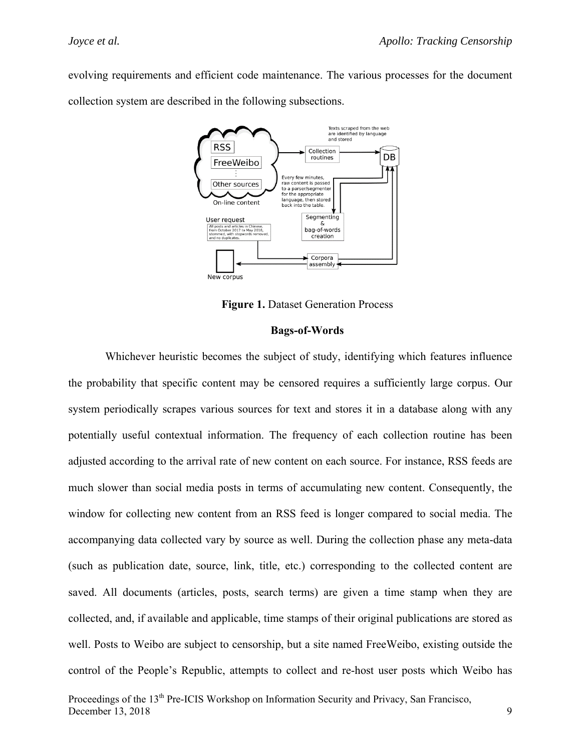evolving requirements and efficient code maintenance. The various processes for the document collection system are described in the following subsections.

**Figure 1.** Dataset Generation Process

### Bags-of-Words

Whichever heuristic becomes the subject of study, identifying which features influence the probability that specific content may be censored requires a sufficiently large corpus. Our system periodically scrapes various sources for text and stores it in a database along with any potentially useful contextual information. The frequency of each collection routine has been adjusted according to the arrival rate of new content on each source. For instance, RSS feeds are much slower than social media posts in terms of accumulating new content. Consequently, the window for collecting new content from an RSS feed is longer compared to social media. The accompanying data collected vary by source as well. During the collection phase any meta-data (such as publication date, source, link, title, etc.) corresponding to the collected content are saved. All documents (articles, posts, search terms) are given a time stamp when they are collected, and, if available and applicable, time stamps of their original publications are stored as well. Posts to Weibo are subject to censorship, but a site named FreeWeibo, existing outside the control of the People's Republic, attempts to collect and re-host user posts which Weibo has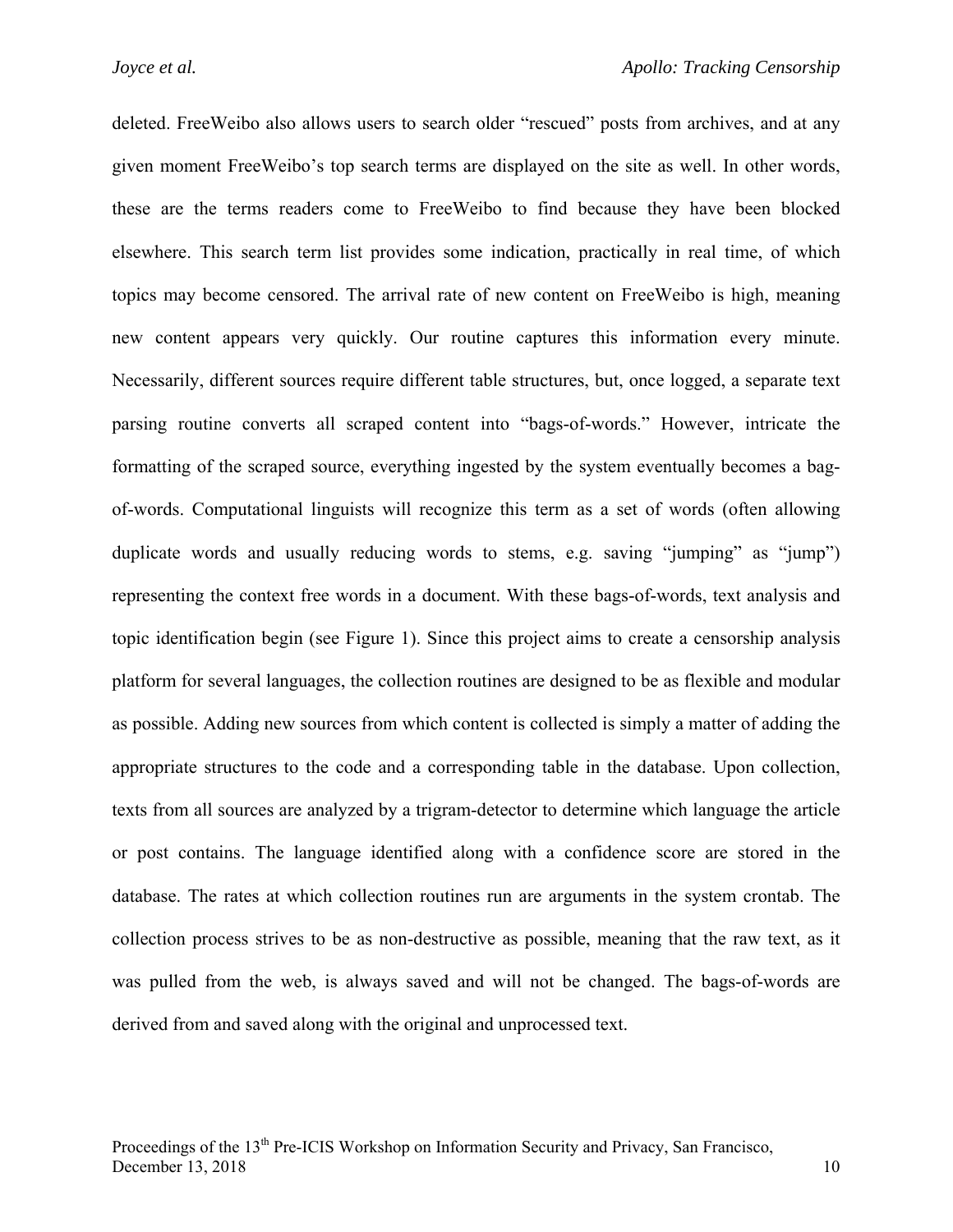deleted. FreeWeibo also allows users to search older "rescued" posts from archives, and at any given moment FreeWeibo's top search terms are displayed on the site as well. In other words, these are the terms readers come to FreeWeibo to find because they have been blocked elsewhere. This search term list provides some indication, practically in real time, of which topics may become censored. The arrival rate of new content on FreeWeibo is high, meaning new content appears very quickly. Our routine captures this information every minute. Necessarily, different sources require different table structures, but, once logged, a separate text parsing routine converts all scraped content into "bags-of-words." However, intricate the formatting of the scraped source, everything ingested by the system eventually becomes a bag-of-words. Computational linguists will recognize this term as a set of words (often allowing duplicate words and usually reducing words to stems, e.g. saving "jumping" as "jump") representing the context free words in a document. With these bags-of-words, text analysis and topic identification begin (see Figure 1). Since this project aims to create a censorship analysis platform for several languages, the collection routines are designed to be as flexible and modular as possible. Adding new sources from which content is collected is simply a matter of adding the appropriate structures to the code and a corresponding table in the database. Upon collection, texts from all sources are analyzed by a trigram-detector to determine which language the article or post contains. The language identified along with a confidence score are stored in the database. The rates at which collection routines run are arguments in the system crontab. The collection process strives to be as non-destructive as possible, meaning that the raw text, as it was pulled from the web, is always saved and will not be changed. The bags-of-words are derived from and saved along with the original and unprocessed text.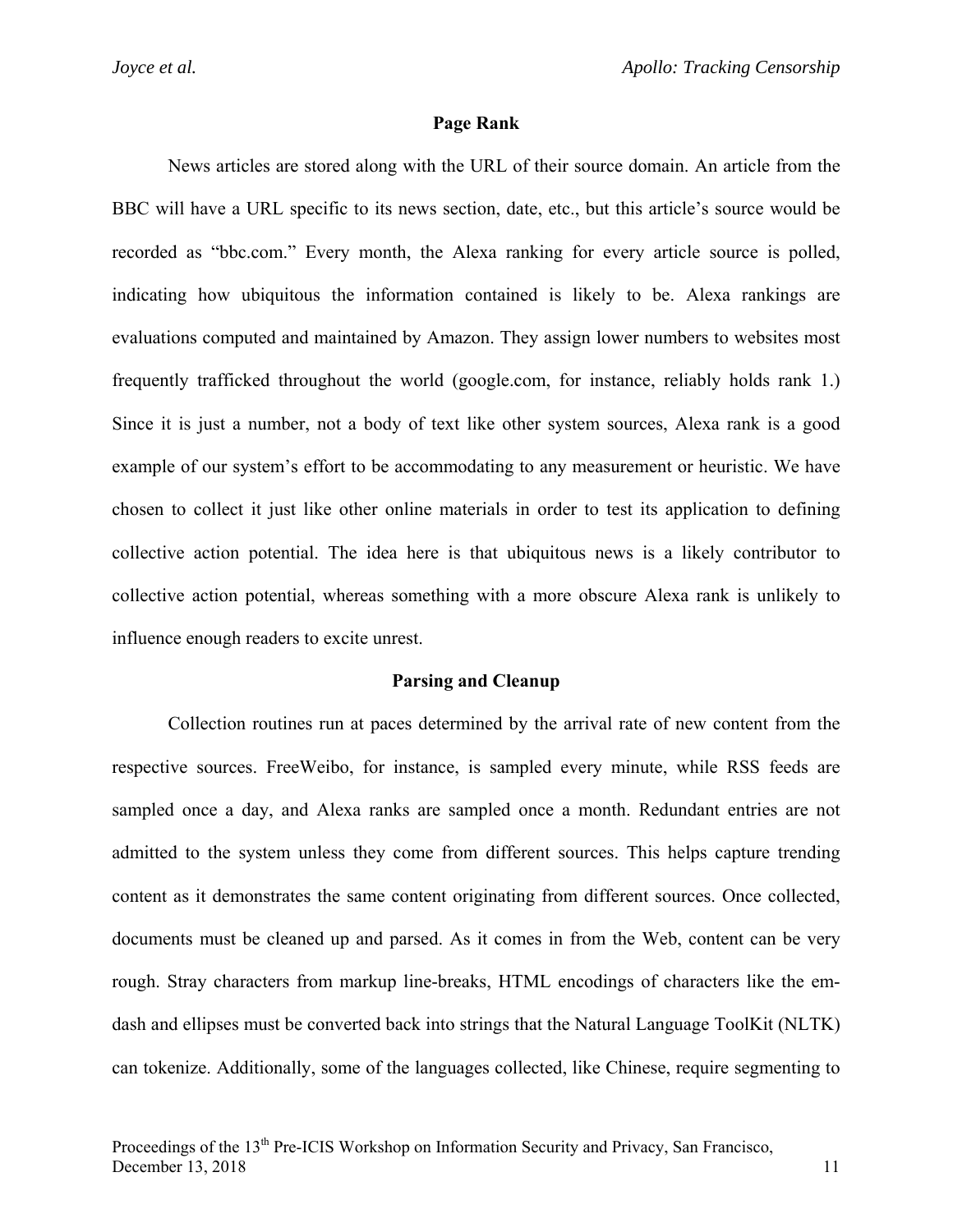## Page Rank

News articles are stored along with the URL of their source domain. An article from the BBC will have a URL specific to its news section, date, etc., but this article's source would be recorded as "bbc.com." Every month, the Alexa ranking for every article source is polled, indicating how ubiquitous the information contained is likely to be. Alexa rankings are evaluations computed and maintained by Amazon. They assign lower numbers to websites most frequently trafficked throughout the world (google.com, for instance, reliably holds rank 1.) Since it is just a number, not a body of text like other system sources, Alexa rank is a good example of our system's effort to be accommodating to any measurement or heuristic. We have chosen to collect it just like other online materials in order to test its application to defining collective action potential. The idea here is that ubiquitous news is a likely contributor to collective action potential, whereas something with a more obscure Alexa rank is unlikely to influence enough readers to excite unrest.

## Parsing and Cleanup

Collection routines run at paces determined by the arrival rate of new content from the respective sources. FreeWeibo, for instance, is sampled every minute, while RSS feeds are sampled once a day, and Alexa ranks are sampled once a month. Redundant entries are not admitted to the system unless they come from different sources. This helps capture trending content as it demonstrates the same content originating from different sources. Once collected, documents must be cleaned up and parsed. As it comes in from the Web, content can be very rough. Stray characters from markup line-breaks, HTML encodings of characters like the em-dash and ellipses must be converted back into strings that the Natural Language ToolKit (NLTK) can tokenize. Additionally, some of the languages collected, like Chinese, require segmenting to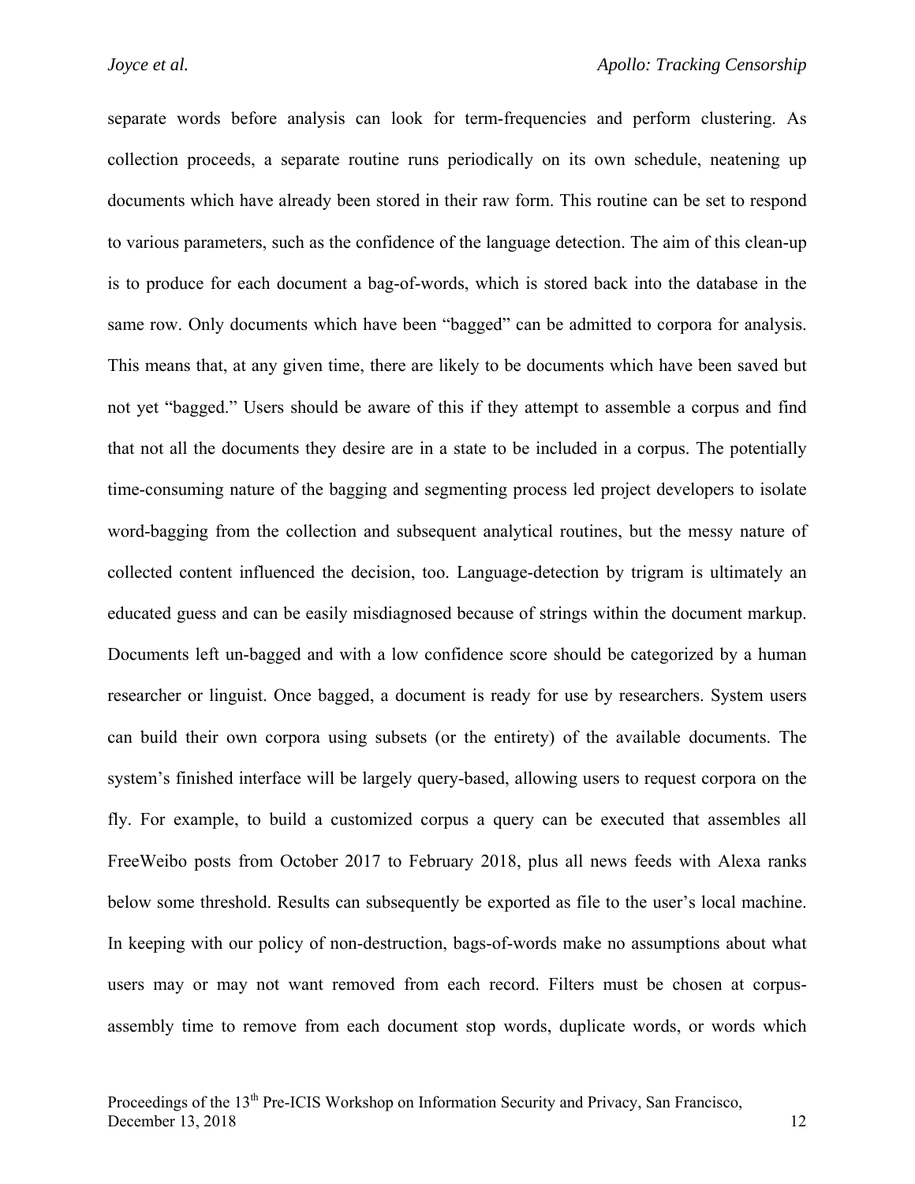separate words before analysis can look for term-frequencies and perform clustering. As collection proceeds, a separate routine runs periodically on its own schedule, neatening up documents which have already been stored in their raw form. This routine can be set to respond to various parameters, such as the confidence of the language detection. The aim of this clean-up is to produce for each document a bag-of-words, which is stored back into the database in the same row. Only documents which have been “bagged” can be admitted to corpora for analysis. This means that, at any given time, there are likely to be documents which have been saved but not yet “bagged.” Users should be aware of this if they attempt to assemble a corpus and find that not all the documents they desire are in a state to be included in a corpus. The potentially time-consuming nature of the bagging and segmenting process led project developers to isolate word-bagging from the collection and subsequent analytical routines, but the messy nature of collected content influenced the decision, too. Language-detection by trigram is ultimately an educated guess and can be easily misdiagnosed because of strings within the document markup. Documents left un-bagged and with a low confidence score should be categorized by a human researcher or linguist. Once bagged, a document is ready for use by researchers. System users can build their own corpora using subsets (or the entirety) of the available documents. The system’s finished interface will be largely query-based, allowing users to request corpora on the fly. For example, to build a customized corpus a query can be executed that assembles all FreeWeibo posts from October 2017 to February 2018, plus all news feeds with Alexa ranks below some threshold. Results can subsequently be exported as file to the user’s local machine. In keeping with our policy of non-destruction, bags-of-words make no assumptions about what users may or may not want removed from each record. Filters must be chosen at corpus-assembly time to remove from each document stop words, duplicate words, or words which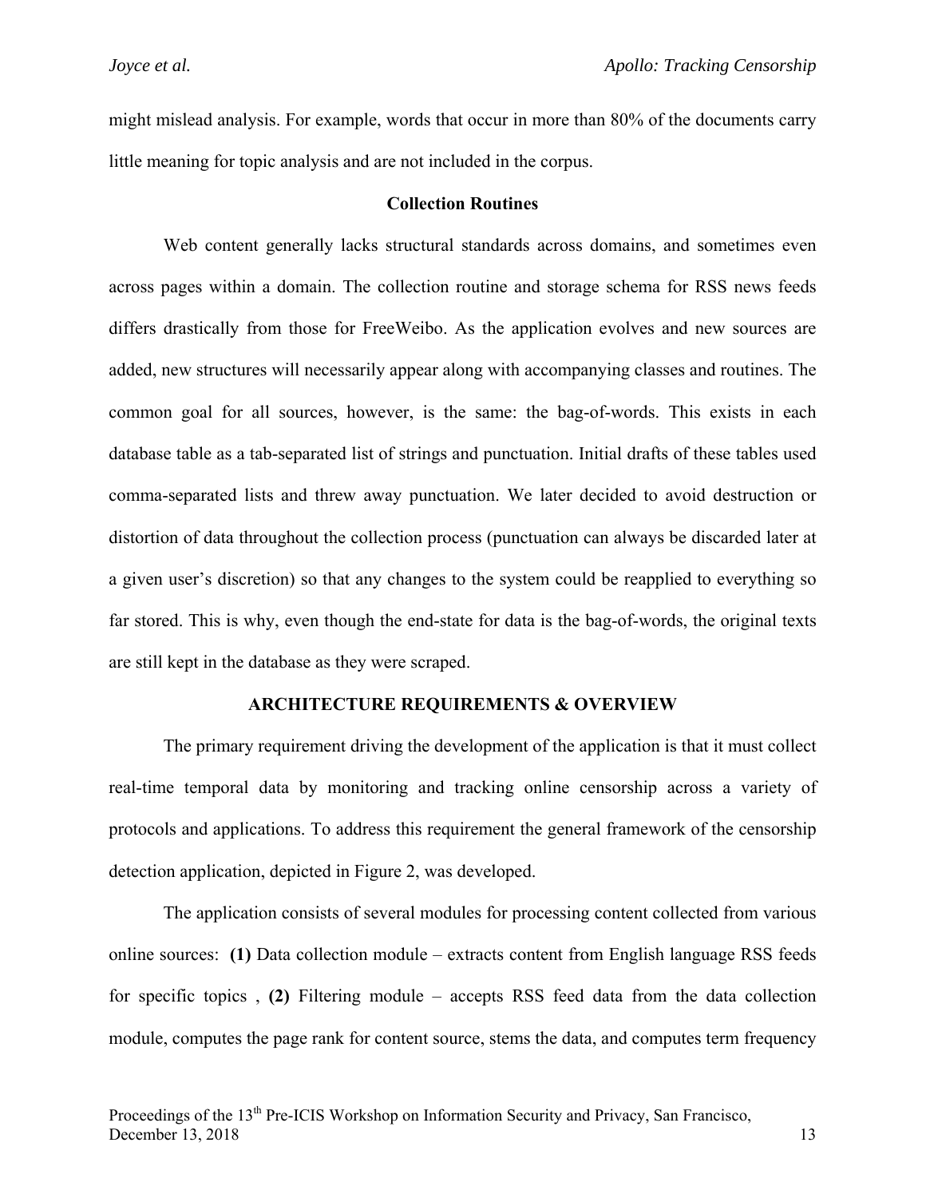might mislead analysis. For example, words that occur in more than 80% of the documents carry little meaning for topic analysis and are not included in the corpus.

### Collection Routines

Web content generally lacks structural standards across domains, and sometimes even across pages within a domain. The collection routine and storage schema for RSS news feeds differs drastically from those for FreeWeibo. As the application evolves and new sources are added, new structures will necessarily appear along with accompanying classes and routines. The common goal for all sources, however, is the same: the bag-of-words. This exists in each database table as a tab-separated list of strings and punctuation. Initial drafts of these tables used comma-separated lists and threw away punctuation. We later decided to avoid destruction or distortion of data throughout the collection process (punctuation can always be discarded later at a given user's discretion) so that any changes to the system could be reapplied to everything so far stored. This is why, even though the end-state for data is the bag-of-words, the original texts are still kept in the database as they were scraped.

## ARCHITECTURE REQUIREMENTS & OVERVIEW

The primary requirement driving the development of the application is that it must collect real-time temporal data by monitoring and tracking online censorship across a variety of protocols and applications. To address this requirement the general framework of the censorship detection application, depicted in Figure 2, was developed.

The application consists of several modules for processing content collected from various online sources: **(1)** Data collection module – extracts content from English language RSS feeds for specific topics , **(2)** Filtering module – accepts RSS feed data from the data collection module, computes the page rank for content source, stems the data, and computes term frequency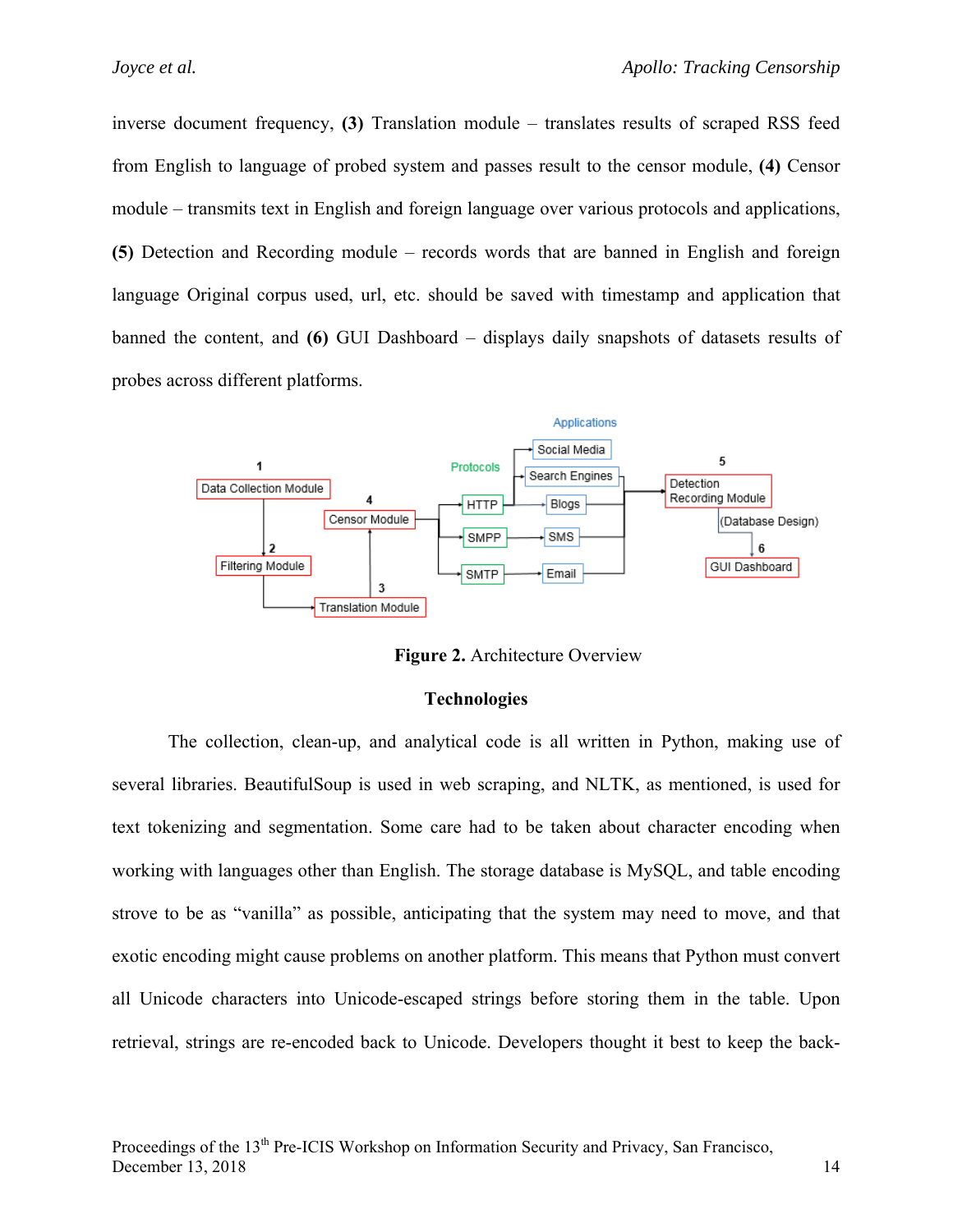inverse document frequency, **(3)** Translation module – translates results of scraped RSS feed from English to language of probed system and passes result to the censor module, **(4)** Censor module – transmits text in English and foreign language over various protocols and applications, **(5)** Detection and Recording module – records words that are banned in English and foreign language Original corpus used, url, etc. should be saved with timestamp and application that banned the content, and **(6)** GUI Dashboard – displays daily snapshots of datasets results of probes across different platforms.

**Figure 2.** Architecture Overview

### Technologies

The collection, clean-up, and analytical code is all written in Python, making use of several libraries. BeautifulSoup is used in web scraping, and NLTK, as mentioned, is used for text tokenizing and segmentation. Some care had to be taken about character encoding when working with languages other than English. The storage database is MySQL, and table encoding strove to be as "vanilla" as possible, anticipating that the system may need to move, and that exotic encoding might cause problems on another platform. This means that Python must convert all Unicode characters into Unicode-escaped strings before storing them in the table. Upon retrieval, strings are re-encoded back to Unicode. Developers thought it best to keep the back-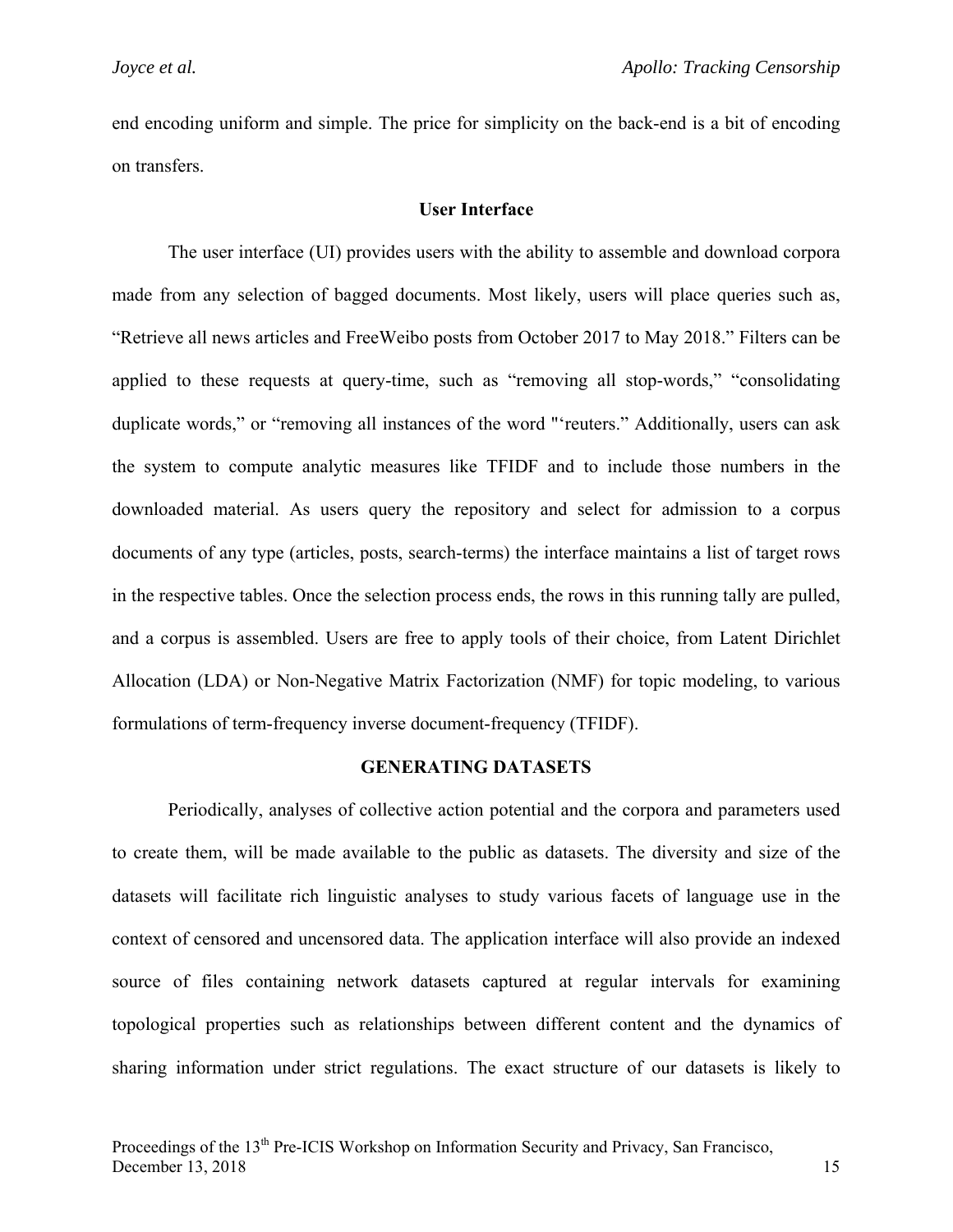end encoding uniform and simple. The price for simplicity on the back-end is a bit of encoding on transfers.

### User Interface

The user interface (UI) provides users with the ability to assemble and download corpora made from any selection of bagged documents. Most likely, users will place queries such as, "Retrieve all news articles and FreeWeibo posts from October 2017 to May 2018." Filters can be applied to these requests at query-time, such as "removing all stop-words," "consolidating duplicate words," or "removing all instances of the word "'reuters." Additionally, users can ask the system to compute analytic measures like TFIDF and to include those numbers in the downloaded material. As users query the repository and select for admission to a corpus documents of any type (articles, posts, search-terms) the interface maintains a list of target rows in the respective tables. Once the selection process ends, the rows in this running tally are pulled, and a corpus is assembled. Users are free to apply tools of their choice, from Latent Dirichlet Allocation (LDA) or Non-Negative Matrix Factorization (NMF) for topic modeling, to various formulations of term-frequency inverse document-frequency (TFIDF).

## GENERATING DATASETS

Periodically, analyses of collective action potential and the corpora and parameters used to create them, will be made available to the public as datasets. The diversity and size of the datasets will facilitate rich linguistic analyses to study various facets of language use in the context of censored and uncensored data. The application interface will also provide an indexed source of files containing network datasets captured at regular intervals for examining topological properties such as relationships between different content and the dynamics of sharing information under strict regulations. The exact structure of our datasets is likely to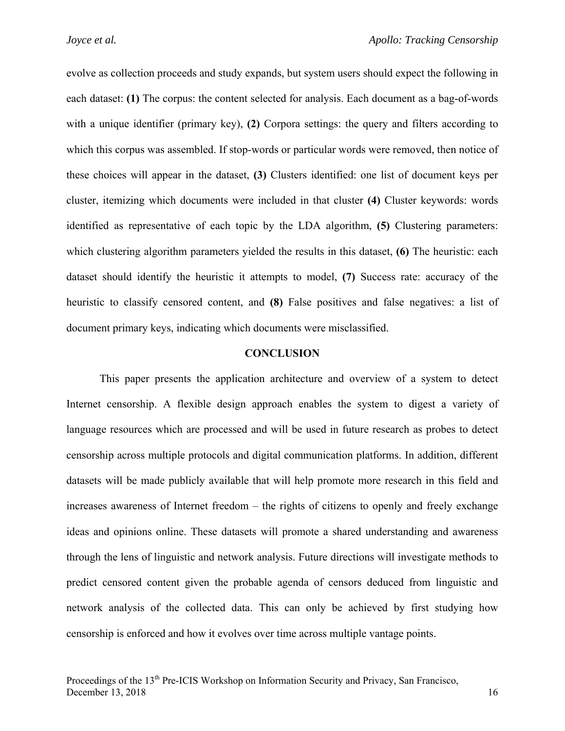evolve as collection proceeds and study expands, but system users should expect the following in each dataset: **(1)** The corpus: the content selected for analysis. Each document as a bag-of-words with a unique identifier (primary key), **(2)** Corpora settings: the query and filters according to which this corpus was assembled. If stop-words or particular words were removed, then notice of these choices will appear in the dataset, **(3)** Clusters identified: one list of document keys per cluster, itemizing which documents were included in that cluster **(4)** Cluster keywords: words identified as representative of each topic by the LDA algorithm, **(5)** Clustering parameters: which clustering algorithm parameters yielded the results in this dataset, **(6)** The heuristic: each dataset should identify the heuristic it attempts to model, **(7)** Success rate: accuracy of the heuristic to classify censored content, and **(8)** False positives and false negatives: a list of document primary keys, indicating which documents were misclassified.

## CONCLUSION

This paper presents the application architecture and overview of a system to detect Internet censorship. A flexible design approach enables the system to digest a variety of language resources which are processed and will be used in future research as probes to detect censorship across multiple protocols and digital communication platforms. In addition, different datasets will be made publicly available that will help promote more research in this field and increases awareness of Internet freedom – the rights of citizens to openly and freely exchange ideas and opinions online. These datasets will promote a shared understanding and awareness through the lens of linguistic and network analysis. Future directions will investigate methods to predict censored content given the probable agenda of censors deduced from linguistic and network analysis of the collected data. This can only be achieved by first studying how censorship is enforced and how it evolves over time across multiple vantage points.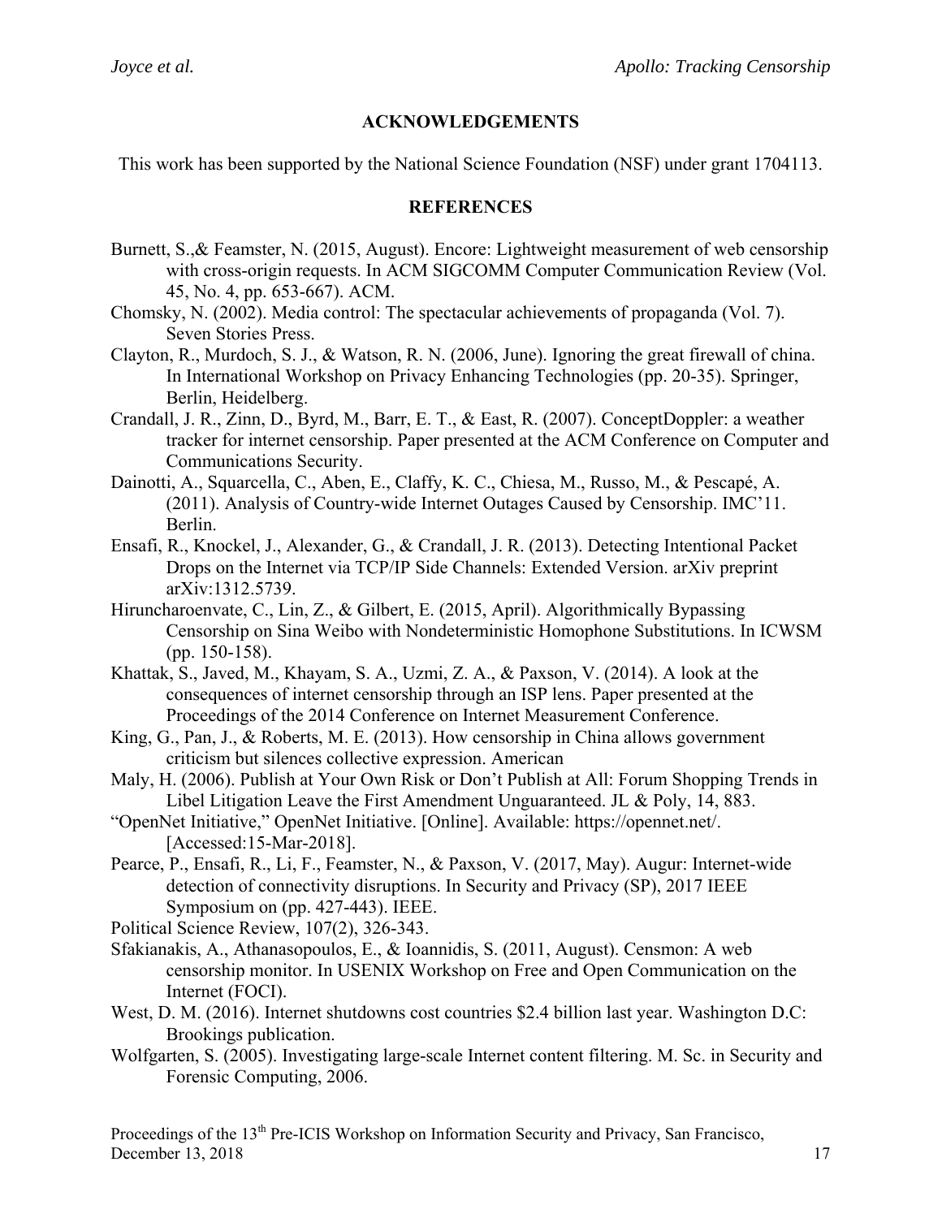## ACKNOWLEDGEMENTS

This work has been supported by the National Science Foundation (NSF) under grant 1704113.

## REFERENCES

Burnett, S.,& Feamster, N. (2015, August). Encore: Lightweight measurement of web censorship with cross-origin requests. In ACM SIGCOMM Computer Communication Review (Vol. 45, No. 4, pp. 653-667). ACM.

Chomsky, N. (2002). Media control: The spectacular achievements of propaganda (Vol. 7). Seven Stories Press.

Clayton, R., Murdoch, S. J., & Watson, R. N. (2006, June). Ignoring the great firewall of china. In International Workshop on Privacy Enhancing Technologies (pp. 20-35). Springer, Berlin, Heidelberg.

Crandall, J. R., Zinn, D., Byrd, M., Barr, E. T., & East, R. (2007). ConceptDoppler: a weather tracker for internet censorship. Paper presented at the ACM Conference on Computer and Communications Security.

Dainotti, A., Squarcella, C., Aben, E., Claffy, K. C., Chiesa, M., Russo, M., & Pescapé, A. (2011). Analysis of Country-wide Internet Outages Caused by Censorship. IMC'11. Berlin.

Ensafi, R., Knockel, J., Alexander, G., & Crandall, J. R. (2013). Detecting Intentional Packet Drops on the Internet via TCP/IP Side Channels: Extended Version. arXiv preprint arXiv:1312.5739.

Hiruncharoenvate, C., Lin, Z., & Gilbert, E. (2015, April). Algorithmically Bypassing Censorship on Sina Weibo with Nondeterministic Homophone Substitutions. In ICWSM (pp. 150-158).

Khattak, S., Javed, M., Khayam, S. A., Uzmi, Z. A., & Paxson, V. (2014). A look at the consequences of internet censorship through an ISP lens. Paper presented at the Proceedings of the 2014 Conference on Internet Measurement Conference.

King, G., Pan, J., & Roberts, M. E. (2013). How censorship in China allows government criticism but silences collective expression. American

Maly, H. (2006). Publish at Your Own Risk or Don't Publish at All: Forum Shopping Trends in Libel Litigation Leave the First Amendment Unguaranteed. JL & Poly, 14, 883.

"OpenNet Initiative," OpenNet Initiative. [Online]. Available: https://opennet.net/. [Accessed:15-Mar-2018].

Pearce, P., Ensafi, R., Li, F., Feamster, N., & Paxson, V. (2017, May). Augur: Internet-wide detection of connectivity disruptions. In Security and Privacy (SP), 2017 IEEE Symposium on (pp. 427-443). IEEE.

Political Science Review, 107(2), 326-343.

Sfakianakis, A., Athanasopoulos, E., & Ioannidis, S. (2011, August). Censmon: A web censorship monitor. In USENIX Workshop on Free and Open Communication on the Internet (FOCI).

West, D. M. (2016). Internet shutdowns cost countries $2.4 billion last year. Washington D.C: Brookings publication.

Wolfgarten, S. (2005). Investigating large-scale Internet content filtering. M. Sc. in Security and Forensic Computing, 2006.